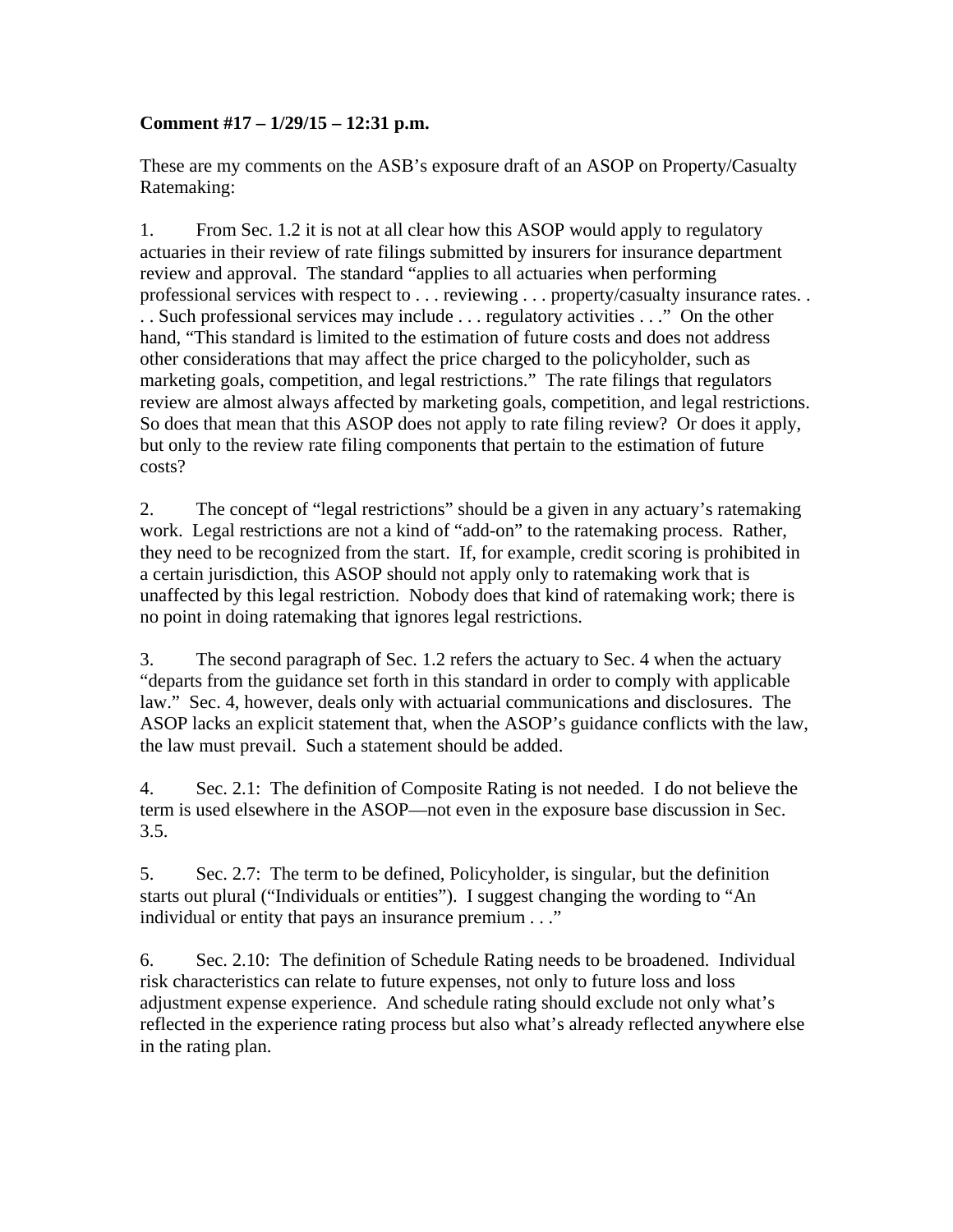**Comment #17 – 1/29/15 – 12:31 p.m.**

These are my comments on the ASB's exposure draft of an ASOP on Property/Casualty Ratemaking:

1. From Sec. 1.2 it is not at all clear how this ASOP would apply to regulatory actuaries in their review of rate filings submitted by insurers for insurance department review and approval. The standard "applies to all actuaries when performing professional services with respect to . . . reviewing . . . property/casualty insurance rates. . . . Such professional services may include . . . regulatory activities . . ." On the other hand, "This standard is limited to the estimation of future costs and does not address other considerations that may affect the price charged to the policyholder, such as marketing goals, competition, and legal restrictions." The rate filings that regulators review are almost always affected by marketing goals, competition, and legal restrictions. So does that mean that this ASOP does not apply to rate filing review? Or does it apply, but only to the review rate filing components that pertain to the estimation of future costs?

2. The concept of "legal restrictions" should be a given in any actuary's ratemaking work. Legal restrictions are not a kind of "add-on" to the ratemaking process. Rather, they need to be recognized from the start. If, for example, credit scoring is prohibited in a certain jurisdiction, this ASOP should not apply only to ratemaking work that is unaffected by this legal restriction. Nobody does that kind of ratemaking work; there is no point in doing ratemaking that ignores legal restrictions.

3. The second paragraph of Sec. 1.2 refers the actuary to Sec. 4 when the actuary "departs from the guidance set forth in this standard in order to comply with applicable law." Sec. 4, however, deals only with actuarial communications and disclosures. The ASOP lacks an explicit statement that, when the ASOP's guidance conflicts with the law, the law must prevail. Such a statement should be added.

4. Sec. 2.1: The definition of Composite Rating is not needed. I do not believe the term is used elsewhere in the ASOP—not even in the exposure base discussion in Sec. 3.5.

5. Sec. 2.7: The term to be defined, Policyholder, is singular, but the definition starts out plural ("Individuals or entities"). I suggest changing the wording to "An individual or entity that pays an insurance premium . . ."

6. Sec. 2.10: The definition of Schedule Rating needs to be broadened. Individual risk characteristics can relate to future expenses, not only to future loss and loss adjustment expense experience. And schedule rating should exclude not only what's reflected in the experience rating process but also what's already reflected anywhere else in the rating plan.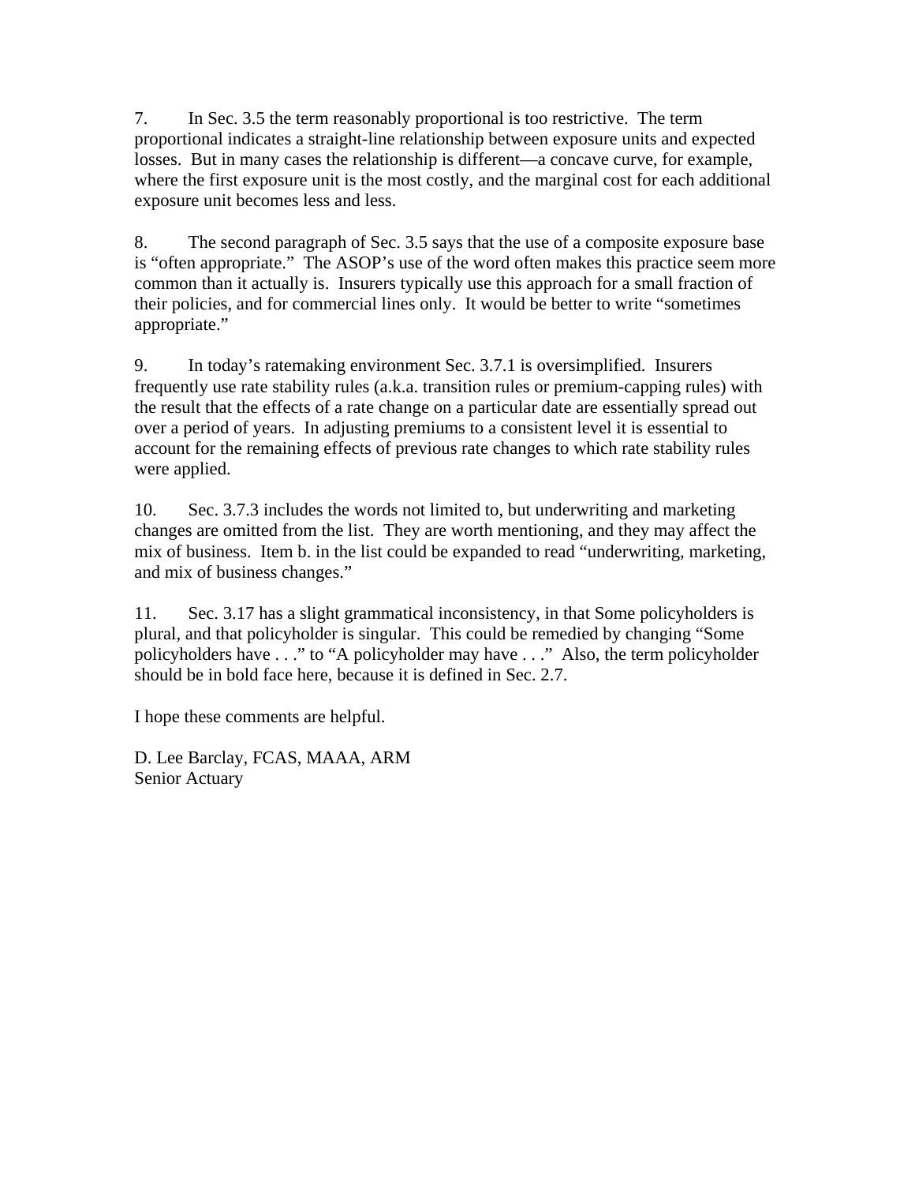7. In Sec. 3.5 the term reasonably proportional is too restrictive. The term proportional indicates a straight-line relationship between exposure units and expected losses. But in many cases the relationship is different—a concave curve, for example, where the first exposure unit is the most costly, and the marginal cost for each additional exposure unit becomes less and less.

8. The second paragraph of Sec. 3.5 says that the use of a composite exposure base is "often appropriate." The ASOP's use of the word often makes this practice seem more common than it actually is. Insurers typically use this approach for a small fraction of their policies, and for commercial lines only. It would be better to write "sometimes appropriate."

9. In today's ratemaking environment Sec. 3.7.1 is oversimplified. Insurers frequently use rate stability rules (a.k.a. transition rules or premium-capping rules) with the result that the effects of a rate change on a particular date are essentially spread out over a period of years. In adjusting premiums to a consistent level it is essential to account for the remaining effects of previous rate changes to which rate stability rules were applied.

10. Sec. 3.7.3 includes the words not limited to, but underwriting and marketing changes are omitted from the list. They are worth mentioning, and they may affect the mix of business. Item b. in the list could be expanded to read "underwriting, marketing, and mix of business changes."

11. Sec. 3.17 has a slight grammatical inconsistency, in that Some policyholders is plural, and that policyholder is singular. This could be remedied by changing "Some policyholders have . . ." to "A policyholder may have . . ." Also, the term policyholder should be in bold face here, because it is defined in Sec. 2.7.

I hope these comments are helpful.

D. Lee Barclay, FCAS, MAAA, ARM
Senior Actuary